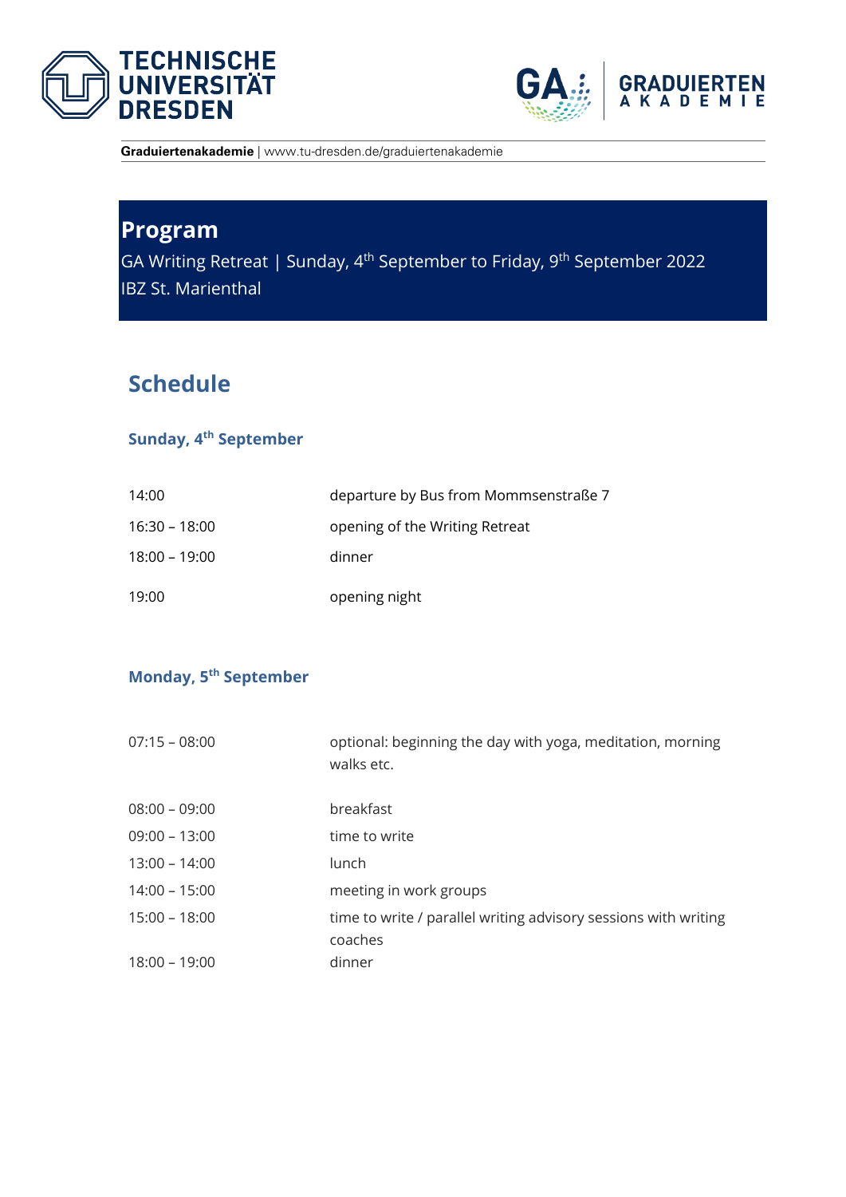**Graduiertenakademie** | www.tu-dresden.de/graduiertenakademie

# Program

GA Writing Retreat | Sunday, 4th September to Friday, 9th September 2022
IBZ St. Marienthal

## Schedule

### Sunday, 4th September

| | |
|---|---|
| 14:00 | departure by Bus from Mommsenstraße 7 |
| 16:30 – 18:00 | opening of the Writing Retreat |
| 18:00 – 19:00 | dinner |
| 19:00 | opening night |

### Monday, 5th September

| | |
|---|---|
| 07:15 – 08:00 | optional: beginning the day with yoga, meditation, morning walks etc. |
| 08:00 – 09:00 | breakfast |
| 09:00 – 13:00 | time to write |
| 13:00 – 14:00 | lunch |
| 14:00 – 15:00 | meeting in work groups |
| 15:00 – 18:00 | time to write / parallel writing advisory sessions with writing coaches |
| 18:00 – 19:00 | dinner |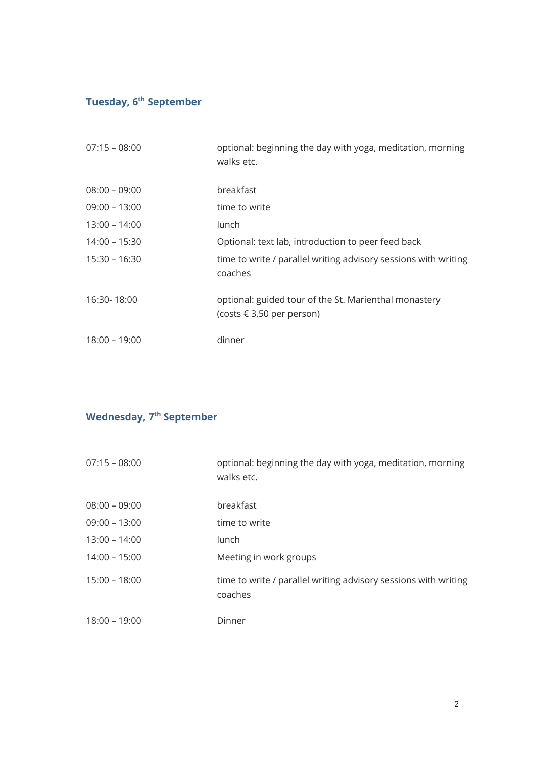## Tuesday, 6th September

| | |
|---|---|
| 07:15 – 08:00 | optional: beginning the day with yoga, meditation, morning walks etc. |
| 08:00 – 09:00 | breakfast |
| 09:00 – 13:00 | time to write |
| 13:00 – 14:00 | lunch |
| 14:00 – 15:30 | Optional: text lab, introduction to peer feed back |
| 15:30 – 16:30 | time to write / parallel writing advisory sessions with writing coaches |
| 16:30- 18:00 | optional: guided tour of the St. Marienthal monastery (costs € 3,50 per person) |
| 18:00 – 19:00 | dinner |

## Wednesday, 7th September

| | |
|---|---|
| 07:15 – 08:00 | optional: beginning the day with yoga, meditation, morning walks etc. |
| 08:00 – 09:00 | breakfast |
| 09:00 – 13:00 | time to write |
| 13:00 – 14:00 | lunch |
| 14:00 – 15:00 | Meeting in work groups |
| 15:00 – 18:00 | time to write / parallel writing advisory sessions with writing coaches |
| 18:00 – 19:00 | Dinner |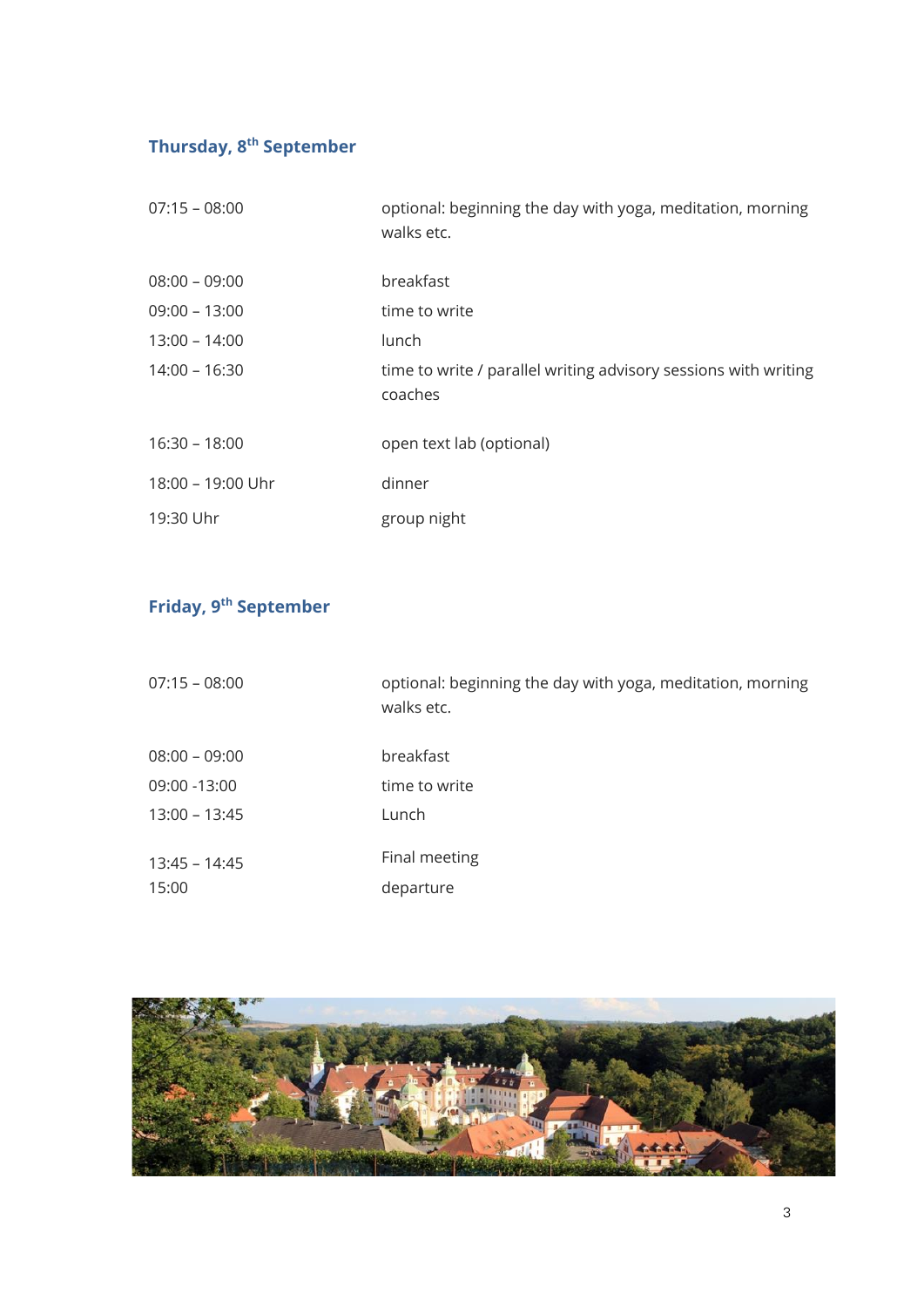## Thursday, 8th September

| | |
|---|---|
| 07:15 – 08:00 | optional: beginning the day with yoga, meditation, morning walks etc. |
| 08:00 – 09:00 | breakfast |
| 09:00 – 13:00 | time to write |
| 13:00 – 14:00 | lunch |
| 14:00 – 16:30 | time to write / parallel writing advisory sessions with writing coaches |
| 16:30 – 18:00 | open text lab (optional) |
| 18:00 – 19:00 Uhr | dinner |
| 19:30 Uhr | group night |

## Friday, 9th September

| | |
|---|---|
| 07:15 – 08:00 | optional: beginning the day with yoga, meditation, morning walks etc. |
| 08:00 – 09:00 | breakfast |
| 09:00 -13:00 | time to write |
| 13:00 – 13:45 | Lunch |
| 13:45 – 14:45 | Final meeting |
| 15:00 | departure |